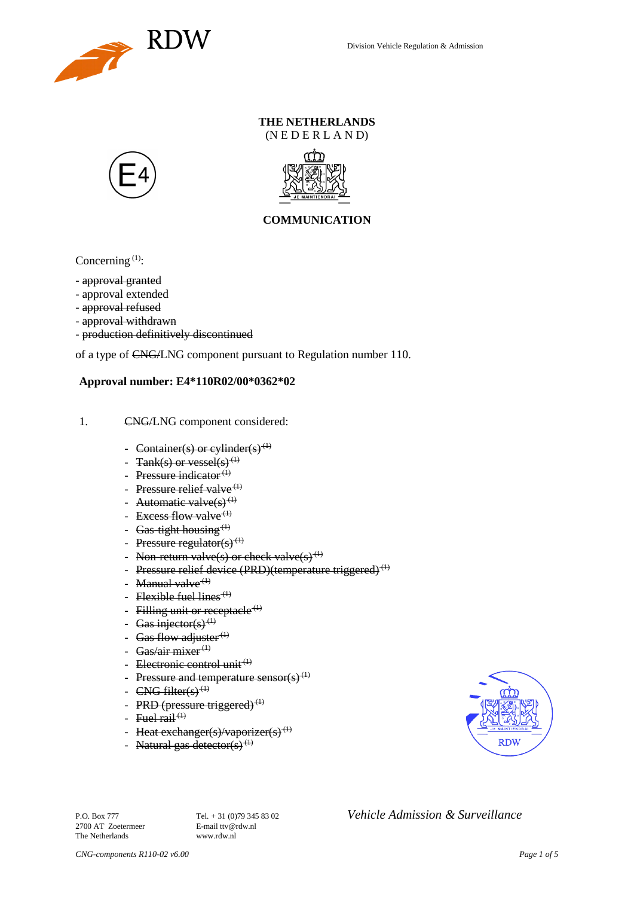Division Vehicle Regulation & Admission

**THE NETHERLANDS**
(N E D E R L A N D)

E4

## COMMUNICATION

Concerning [1]:

- ~~approval granted~~
- approval extended
- ~~approval refused~~
- ~~approval withdrawn~~
- ~~production definitively discontinued~~

of a type of ~~CNG/~~LNG component pursuant to Regulation number 110.

**Approval number: E4*110R02/00*0362*02**

1. ~~CNG/~~LNG component considered:

   - ~~Container(s) or cylinder(s)~~ [1]
   - ~~Tank(s) or vessel(s)~~ [1]
   - ~~Pressure indicator~~ [1]
   - ~~Pressure relief valve~~ [1]
   - ~~Automatic valve(s)~~ [1]
   - ~~Excess flow valve~~ [1]
   - ~~Gas-tight housing~~ [1]
   - ~~Pressure regulator(s)~~ [1]
   - ~~Non-return valve(s) or check valve(s)~~ [1]
   - ~~Pressure relief device (PRD)(temperature triggered)~~ [1]
   - ~~Manual valve~~ [1]
   - ~~Flexible fuel lines~~ [1]
   - ~~Filling unit or receptacle~~ [1]
   - ~~Gas injector(s)~~ [1]
   - ~~Gas flow adjuster~~ [1]
   - ~~Gas/air mixer~~ [1]
   - ~~Electronic control unit~~ [1]
   - ~~Pressure and temperature sensor(s)~~ [1]
   - ~~CNG filter(s)~~ [1]
   - ~~PRD (pressure triggered)~~ [1]
   - ~~Fuel rail~~ [1]
   - ~~Heat exchanger(s)/vaporizer(s)~~ [1]
   - ~~Natural gas detector(s)~~ [1]

P.O. Box 777
2700 AT Zoetermeer
The Netherlands

Tel. + 31 (0)79 345 83 02
E-mail ttv@rdw.nl
www.rdw.nl

*Vehicle Admission & Surveillance*

*CNG-components R110-02 v6.00*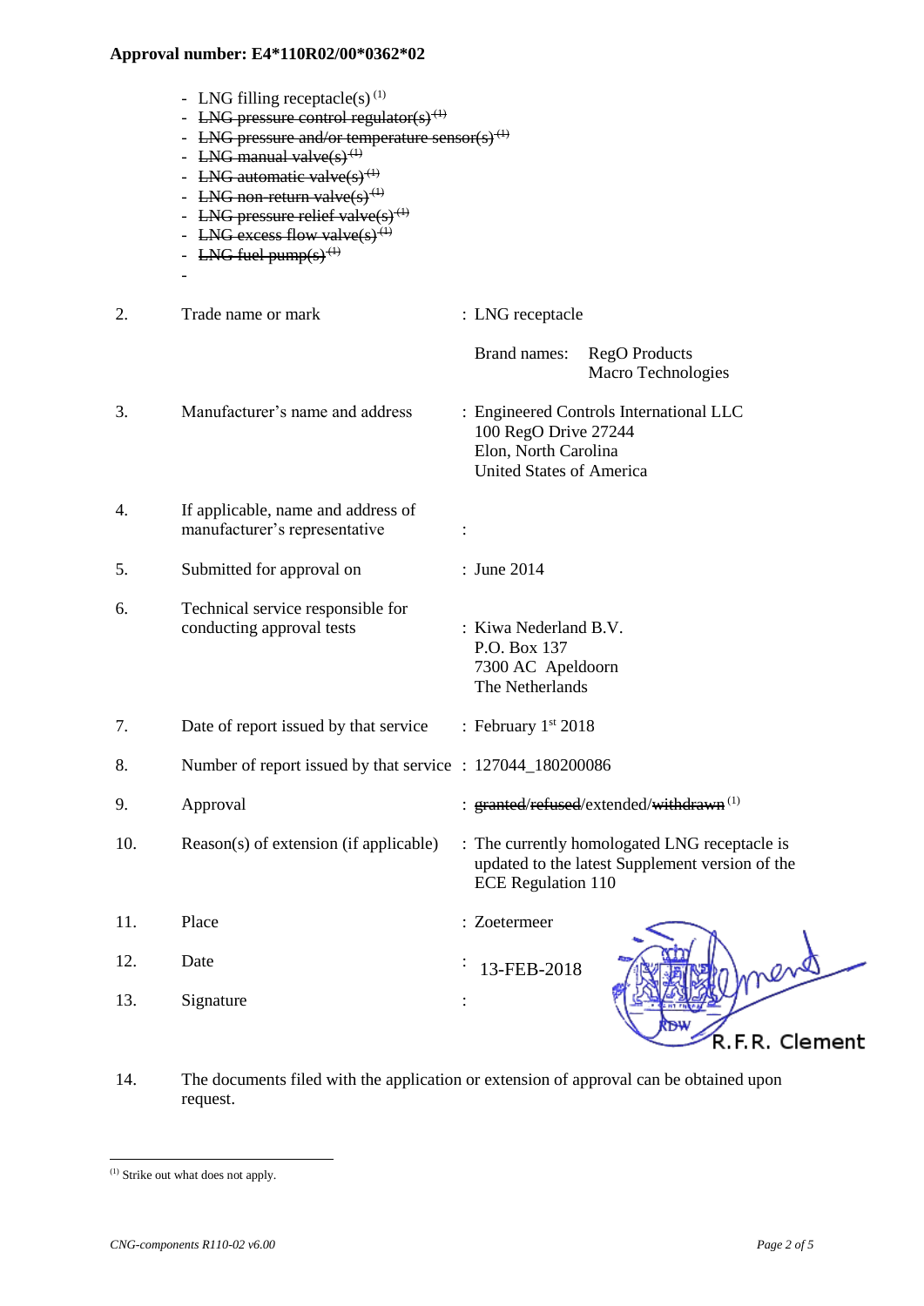**Approval number: E4*110R02/00*0362*02**

- LNG filling receptacle(s) (1)
- ~~LNG pressure control regulator(s) (1)~~
- ~~LNG pressure and/or temperature sensor(s) (1)~~
- ~~LNG manual valve(s) (1)~~
- ~~LNG automatic valve(s) (1)~~
- ~~LNG non-return valve(s) (1)~~
- ~~LNG pressure relief valve(s) (1)~~
- ~~LNG excess flow valve(s) (1)~~
- ~~LNG fuel pump(s) (1)~~
-

| | | |
|---|---|---|
| 2. | Trade name or mark | : LNG receptacle<br><br>Brand names: RegO Products<br>Macro Technologies |
| 3. | Manufacturer's name and address | : Engineered Controls International LLC<br>100 RegO Drive 27244<br>Elon, North Carolina<br>United States of America |
| 4. | If applicable, name and address of manufacturer's representative | : |
| 5. | Submitted for approval on | : June 2014 |
| 6. | Technical service responsible for conducting approval tests | : Kiwa Nederland B.V.<br>P.O. Box 137<br>7300 AC Apeldoorn<br>The Netherlands |
| 7. | Date of report issued by that service | : February 1st 2018 |
| 8. | Number of report issued by that service | : 127044_180200086 |
| 9. | Approval | : ~~granted~~/~~refused~~/extended/~~withdrawn~~ (1) |
| 10. | Reason(s) of extension (if applicable) | : The currently homologated LNG receptacle is updated to the latest Supplement version of the ECE Regulation 110 |
| 11. | Place | : Zoetermeer |
| 12. | Date | : 13-FEB-2018 |
| 13. | Signature | : R.F.R. Clement |
| 14. | The documents filed with the application or extension of approval can be obtained upon request. | |

(1) Strike out what does not apply.

*CNG-components R110-02 v6.00*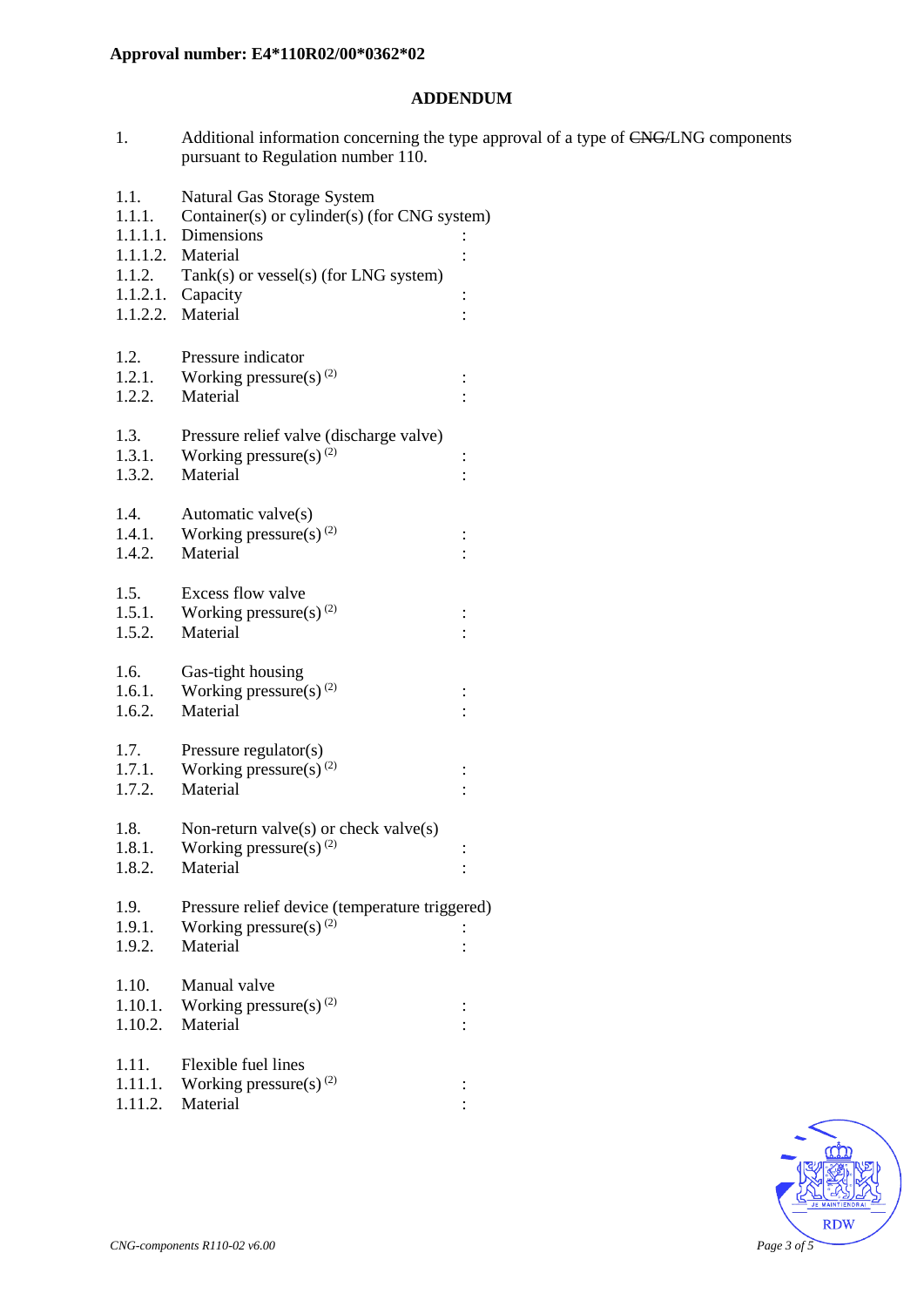**Approval number: E4*110R02/00*0362*02**

## ADDENDUM

1. Additional information concerning the type approval of a type of ~~CNG/~~LNG components pursuant to Regulation number 110.

1.1. Natural Gas Storage System
1.1.1. Container(s) or cylinder(s) (for CNG system)
1.1.1.1. Dimensions :
1.1.1.2. Material :
1.1.2. Tank(s) or vessel(s) (for LNG system)
1.1.2.1. Capacity :
1.1.2.2. Material :

1.2. Pressure indicator
1.2.1. Working pressure(s) [(2)] :
1.2.2. Material :

1.3. Pressure relief valve (discharge valve)
1.3.1. Working pressure(s) [(2)] :
1.3.2. Material :

1.4. Automatic valve(s)
1.4.1. Working pressure(s) [(2)] :
1.4.2. Material :

1.5. Excess flow valve
1.5.1. Working pressure(s) [(2)] :
1.5.2. Material :

1.6. Gas-tight housing
1.6.1. Working pressure(s) [(2)] :
1.6.2. Material :

1.7. Pressure regulator(s)
1.7.1. Working pressure(s) [(2)] :
1.7.2. Material :

1.8. Non-return valve(s) or check valve(s)
1.8.1. Working pressure(s) [(2)] :
1.8.2. Material :

1.9. Pressure relief device (temperature triggered)
1.9.1. Working pressure(s) [(2)] :
1.9.2. Material :

1.10. Manual valve
1.10.1. Working pressure(s) [(2)] :
1.10.2. Material :

1.11. Flexible fuel lines
1.11.1. Working pressure(s) [(2)] :
1.11.2. Material :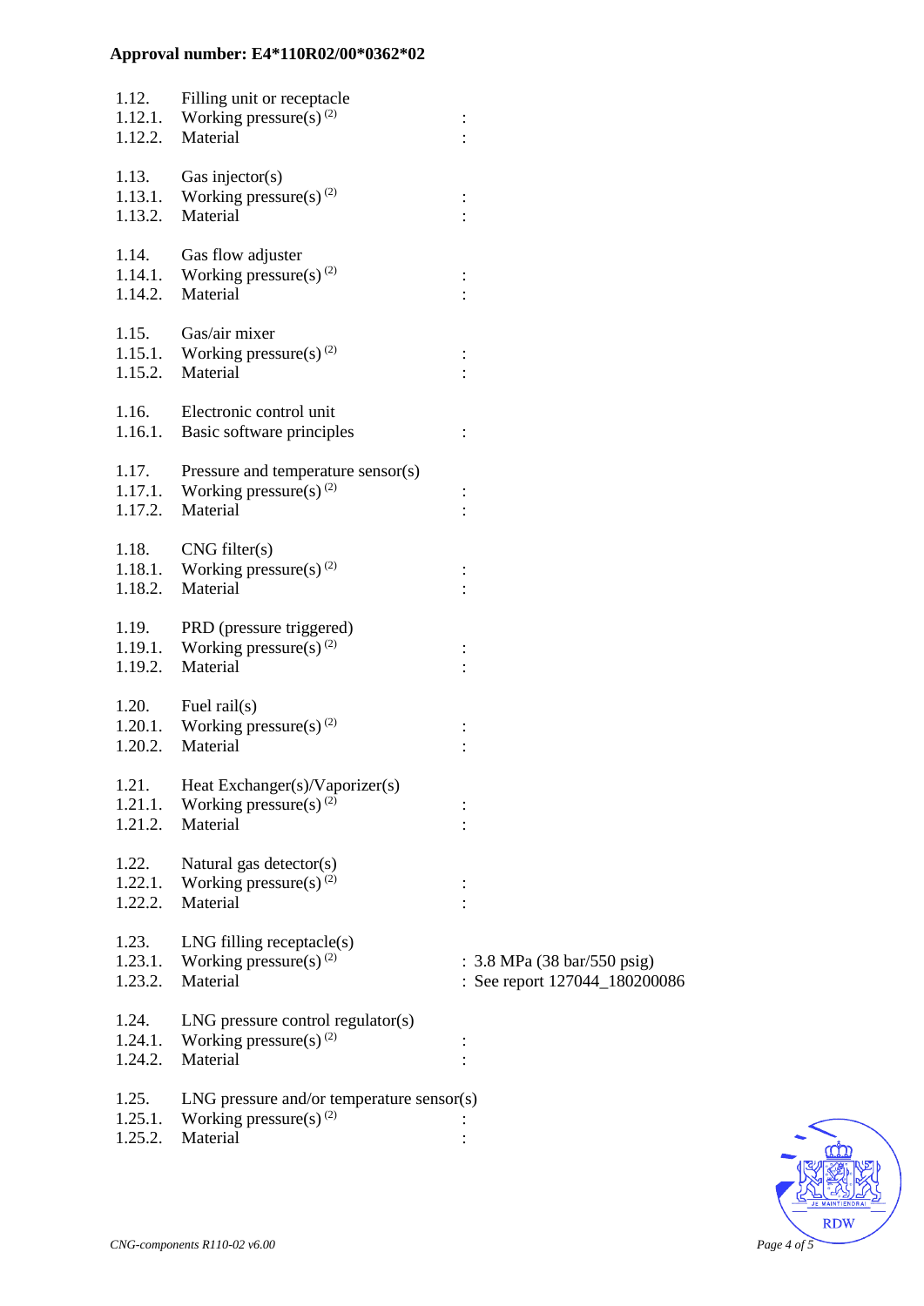**Approval number: E4*110R02/00*0362*02**

| | | |
|---|---|---|
| 1.12. | Filling unit or receptacle | |
| 1.12.1. | Working pressure(s) (2) | : |
| 1.12.2. | Material | : |
| | | |
| 1.13. | Gas injector(s) | |
| 1.13.1. | Working pressure(s) (2) | : |
| 1.13.2. | Material | : |
| | | |
| 1.14. | Gas flow adjuster | |
| 1.14.1. | Working pressure(s) (2) | : |
| 1.14.2. | Material | : |
| | | |
| 1.15. | Gas/air mixer | |
| 1.15.1. | Working pressure(s) (2) | : |
| 1.15.2. | Material | : |
| | | |
| 1.16. | Electronic control unit | |
| 1.16.1. | Basic software principles | : |
| | | |
| 1.17. | Pressure and temperature sensor(s) | |
| 1.17.1. | Working pressure(s) (2) | : |
| 1.17.2. | Material | : |
| | | |
| 1.18. | CNG filter(s) | |
| 1.18.1. | Working pressure(s) (2) | : |
| 1.18.2. | Material | : |
| | | |
| 1.19. | PRD (pressure triggered) | |
| 1.19.1. | Working pressure(s) (2) | : |
| 1.19.2. | Material | : |
| | | |
| 1.20. | Fuel rail(s) | |
| 1.20.1. | Working pressure(s) (2) | : |
| 1.20.2. | Material | : |
| | | |
| 1.21. | Heat Exchanger(s)/Vaporizer(s) | |
| 1.21.1. | Working pressure(s) (2) | : |
| 1.21.2. | Material | : |
| | | |
| 1.22. | Natural gas detector(s) | |
| 1.22.1. | Working pressure(s) (2) | : |
| 1.22.2. | Material | : |
| | | |
| 1.23. | LNG filling receptacle(s) | |
| 1.23.1. | Working pressure(s) (2) | : 3.8 MPa (38 bar/550 psig) |
| 1.23.2. | Material | : See report 127044_180200086 |
| | | |
| 1.24. | LNG pressure control regulator(s) | |
| 1.24.1. | Working pressure(s) (2) | : |
| 1.24.2. | Material | : |
| | | |
| 1.25. | LNG pressure and/or temperature sensor(s) | |
| 1.25.1. | Working pressure(s) (2) | : |
| 1.25.2. | Material | : |

*CNG-components R110-02 v6.00*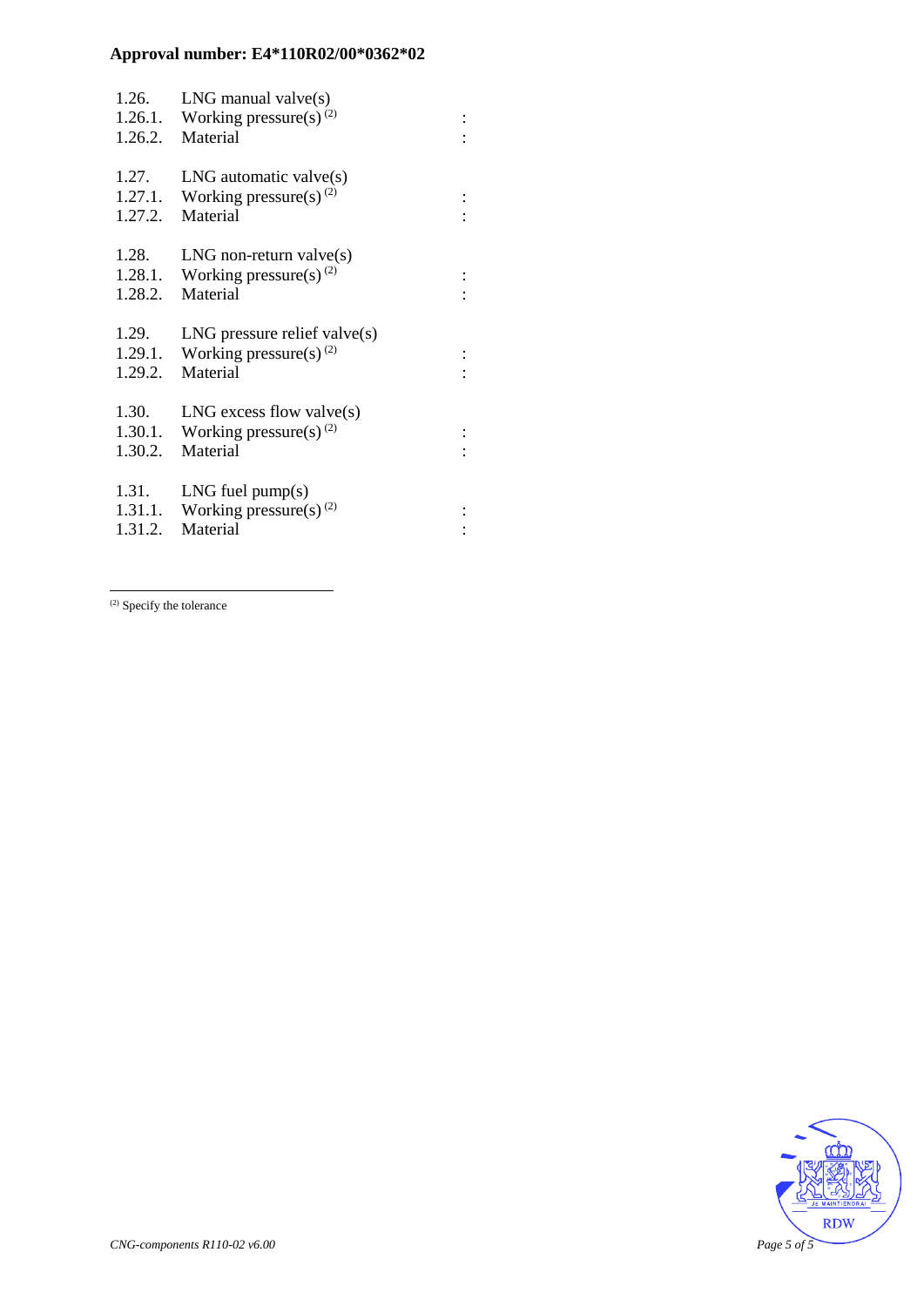**Approval number: E4*110R02/00*0362*02**

| | | |
|---|---|---|
| 1.26. | LNG manual valve(s) | |
| 1.26.1. | Working pressure(s) [(2)] | : |
| 1.26.2. | Material | : |
| | | |
| 1.27. | LNG automatic valve(s) | |
| 1.27.1. | Working pressure(s) [(2)] | : |
| 1.27.2. | Material | : |
| | | |
| 1.28. | LNG non-return valve(s) | |
| 1.28.1. | Working pressure(s) [(2)] | : |
| 1.28.2. | Material | : |
| | | |
| 1.29. | LNG pressure relief valve(s) | |
| 1.29.1. | Working pressure(s) [(2)] | : |
| 1.29.2. | Material | : |
| | | |
| 1.30. | LNG excess flow valve(s) | |
| 1.30.1. | Working pressure(s) [(2)] | : |
| 1.30.2. | Material | : |
| | | |
| 1.31. | LNG fuel pump(s) | |
| 1.31.1. | Working pressure(s) [(2)] | : |
| 1.31.2. | Material | : |

---

[(2)] Specify the tolerance